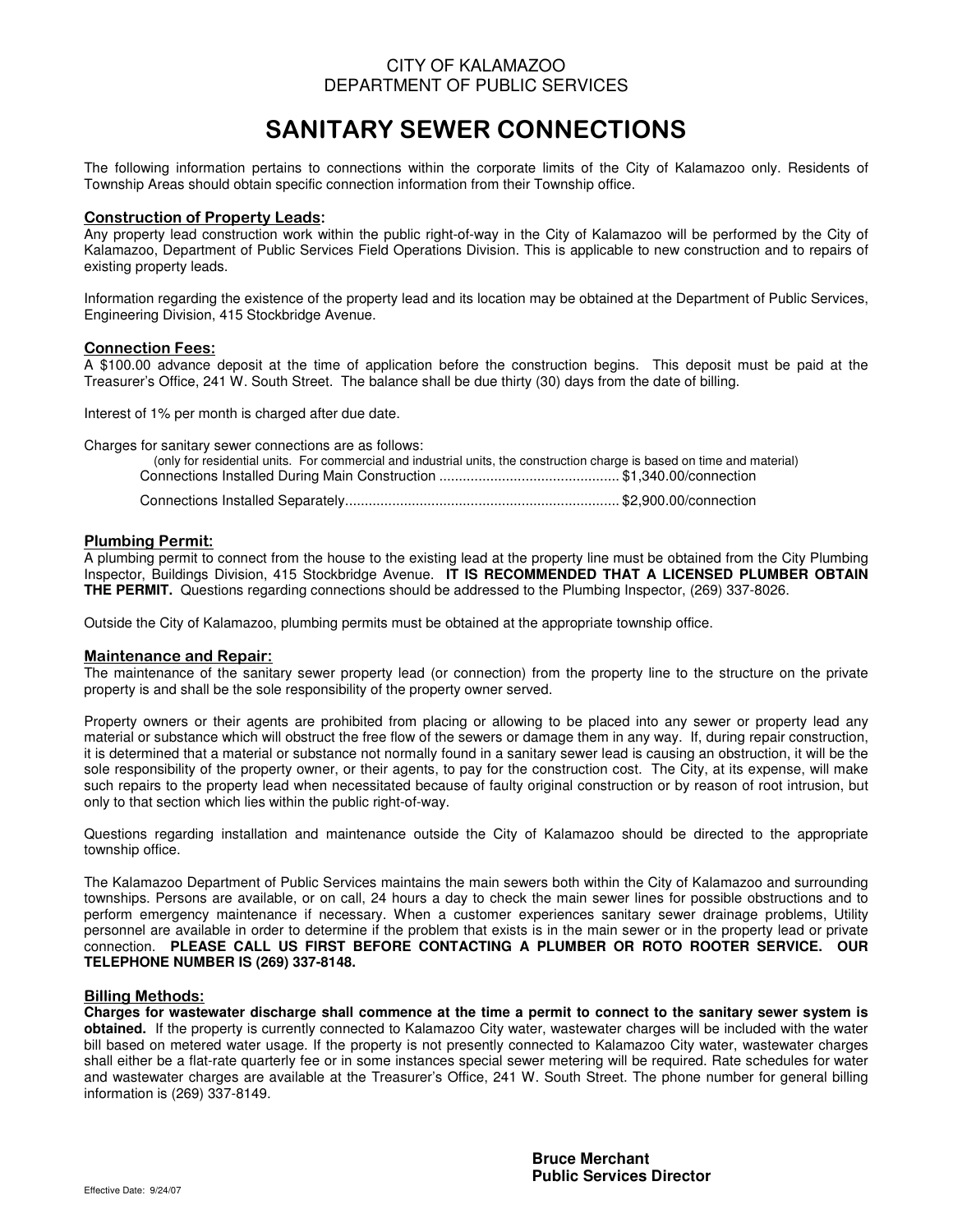CITY OF KALAMAZOO
DEPARTMENT OF PUBLIC SERVICES

# SANITARY SEWER CONNECTIONS

The following information pertains to connections within the corporate limits of the City of Kalamazoo only. Residents of Township Areas should obtain specific connection information from their Township office.

## Construction of Property Leads:

Any property lead construction work within the public right-of-way in the City of Kalamazoo will be performed by the City of Kalamazoo, Department of Public Services Field Operations Division. This is applicable to new construction and to repairs of existing property leads.

Information regarding the existence of the property lead and its location may be obtained at the Department of Public Services, Engineering Division, 415 Stockbridge Avenue.

## Connection Fees:

A $100.00 advance deposit at the time of application before the construction begins. This deposit must be paid at the Treasurer's Office, 241 W. South Street. The balance shall be due thirty (30) days from the date of billing.

Interest of 1% per month is charged after due date.

Charges for sanitary sewer connections are as follows:

(only for residential units. For commercial and industrial units, the construction charge is based on time and material)

Connections Installed During Main Construction .............................................. $1,340.00/connection

Connections Installed Separately...................................................................... $2,900.00/connection

## Plumbing Permit:

A plumbing permit to connect from the house to the existing lead at the property line must be obtained from the City Plumbing Inspector, Buildings Division, 415 Stockbridge Avenue. **IT IS RECOMMENDED THAT A LICENSED PLUMBER OBTAIN THE PERMIT.** Questions regarding connections should be addressed to the Plumbing Inspector, (269) 337-8026.

Outside the City of Kalamazoo, plumbing permits must be obtained at the appropriate township office.

## Maintenance and Repair:

The maintenance of the sanitary sewer property lead (or connection) from the property line to the structure on the private property is and shall be the sole responsibility of the property owner served.

Property owners or their agents are prohibited from placing or allowing to be placed into any sewer or property lead any material or substance which will obstruct the free flow of the sewers or damage them in any way. If, during repair construction, it is determined that a material or substance not normally found in a sanitary sewer lead is causing an obstruction, it will be the sole responsibility of the property owner, or their agents, to pay for the construction cost. The City, at its expense, will make such repairs to the property lead when necessitated because of faulty original construction or by reason of root intrusion, but only to that section which lies within the public right-of-way.

Questions regarding installation and maintenance outside the City of Kalamazoo should be directed to the appropriate township office.

The Kalamazoo Department of Public Services maintains the main sewers both within the City of Kalamazoo and surrounding townships. Persons are available, or on call, 24 hours a day to check the main sewer lines for possible obstructions and to perform emergency maintenance if necessary. When a customer experiences sanitary sewer drainage problems, Utility personnel are available in order to determine if the problem that exists is in the main sewer or in the property lead or private connection. **PLEASE CALL US FIRST BEFORE CONTACTING A PLUMBER OR ROTO ROOTER SERVICE. OUR TELEPHONE NUMBER IS (269) 337-8148.**

## Billing Methods:

**Charges for wastewater discharge shall commence at the time a permit to connect to the sanitary sewer system is obtained.** If the property is currently connected to Kalamazoo City water, wastewater charges will be included with the water bill based on metered water usage. If the property is not presently connected to Kalamazoo City water, wastewater charges shall either be a flat-rate quarterly fee or in some instances special sewer metering will be required. Rate schedules for water and wastewater charges are available at the Treasurer's Office, 241 W. South Street. The phone number for general billing information is (269) 337-8149.

**Bruce Merchant**
**Public Services Director**

Effective Date: 9/24/07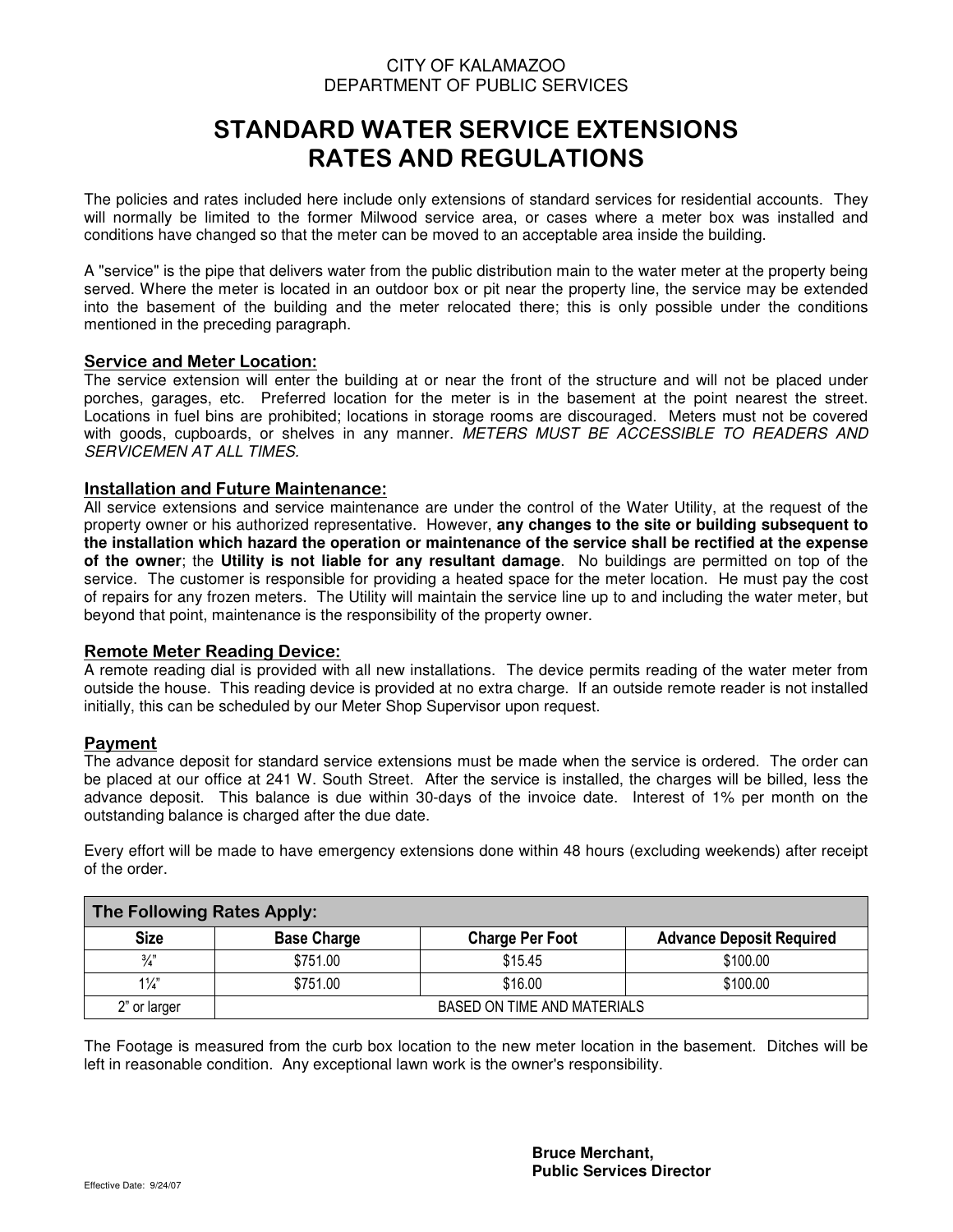CITY OF KALAMAZOO
DEPARTMENT OF PUBLIC SERVICES

# STANDARD WATER SERVICE EXTENSIONS RATES AND REGULATIONS

The policies and rates included here include only extensions of standard services for residential accounts. They will normally be limited to the former Milwood service area, or cases where a meter box was installed and conditions have changed so that the meter can be moved to an acceptable area inside the building.

A "service" is the pipe that delivers water from the public distribution main to the water meter at the property being served. Where the meter is located in an outdoor box or pit near the property line, the service may be extended into the basement of the building and the meter relocated there; this is only possible under the conditions mentioned in the preceding paragraph.

## Service and Meter Location:

The service extension will enter the building at or near the front of the structure and will not be placed under porches, garages, etc. Preferred location for the meter is in the basement at the point nearest the street. Locations in fuel bins are prohibited; locations in storage rooms are discouraged. Meters must not be covered with goods, cupboards, or shelves in any manner. *METERS MUST BE ACCESSIBLE TO READERS AND SERVICEMEN AT ALL TIMES.*

## Installation and Future Maintenance:

All service extensions and service maintenance are under the control of the Water Utility, at the request of the property owner or his authorized representative. However, **any changes to the site or building subsequent to the installation which hazard the operation or maintenance of the service shall be rectified at the expense of the owner**; the **Utility is not liable for any resultant damage**. No buildings are permitted on top of the service. The customer is responsible for providing a heated space for the meter location. He must pay the cost of repairs for any frozen meters. The Utility will maintain the service line up to and including the water meter, but beyond that point, maintenance is the responsibility of the property owner.

## Remote Meter Reading Device:

A remote reading dial is provided with all new installations. The device permits reading of the water meter from outside the house. This reading device is provided at no extra charge. If an outside remote reader is not installed initially, this can be scheduled by our Meter Shop Supervisor upon request.

## Payment

The advance deposit for standard service extensions must be made when the service is ordered. The order can be placed at our office at 241 W. South Street. After the service is installed, the charges will be billed, less the advance deposit. This balance is due within 30-days of the invoice date. Interest of 1% per month on the outstanding balance is charged after the due date.

Every effort will be made to have emergency extensions done within 48 hours (excluding weekends) after receipt of the order.

**The Following Rates Apply:**

| Size | Base Charge | Charge Per Foot | Advance Deposit Required |
|---|---|---|---|
| ¾" | $751.00 | $15.45 | $100.00 |
| 1¼" | $751.00 | $16.00 | $100.00 |
| 2" or larger | BASED ON TIME AND MATERIALS | | |

The Footage is measured from the curb box location to the new meter location in the basement. Ditches will be left in reasonable condition. Any exceptional lawn work is the owner's responsibility.

**Bruce Merchant,**
**Public Services Director**

Effective Date: 9/24/07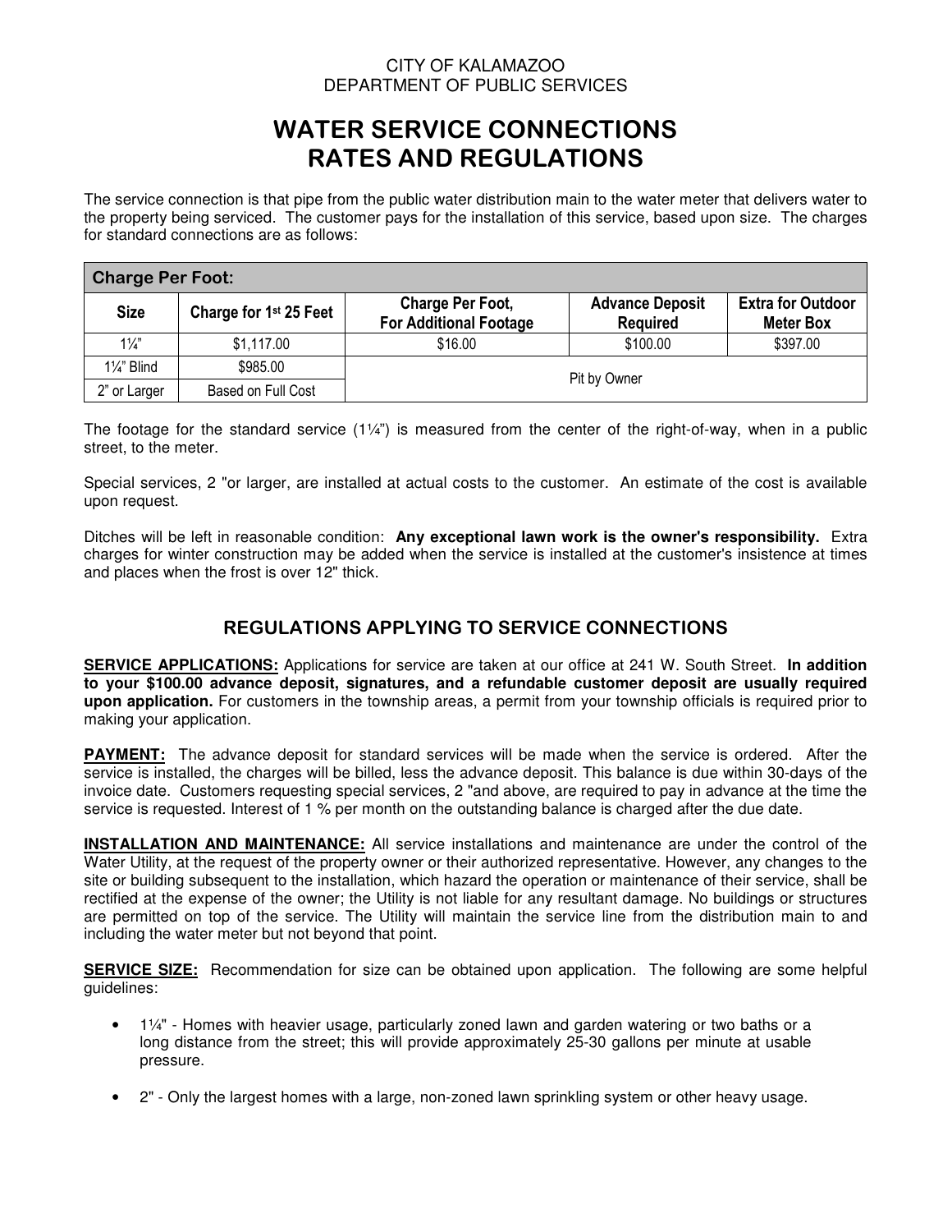CITY OF KALAMAZOO
DEPARTMENT OF PUBLIC SERVICES

# WATER SERVICE CONNECTIONS RATES AND REGULATIONS

The service connection is that pipe from the public water distribution main to the water meter that delivers water to the property being serviced. The customer pays for the installation of this service, based upon size. The charges for standard connections are as follows:

| Charge Per Foot: | | | | |
|---|---|---|---|---|
| **Size** | **Charge for 1st 25 Feet** | **Charge Per Foot, For Additional Footage** | **Advance Deposit Required** | **Extra for Outdoor Meter Box** |
| 1¼" | $1,117.00 | $16.00 | $100.00 | $397.00 |
| 1¼" Blind | $985.00 | Pit by Owner | | |
| 2" or Larger | Based on Full Cost | | | |

The footage for the standard service (1¼") is measured from the center of the right-of-way, when in a public street, to the meter.

Special services, 2 "or larger, are installed at actual costs to the customer. An estimate of the cost is available upon request.

Ditches will be left in reasonable condition: **Any exceptional lawn work is the owner's responsibility.** Extra charges for winter construction may be added when the service is installed at the customer's insistence at times and places when the frost is over 12" thick.

## REGULATIONS APPLYING TO SERVICE CONNECTIONS

**SERVICE APPLICATIONS:** Applications for service are taken at our office at 241 W. South Street. **In addition to your $100.00 advance deposit, signatures, and a refundable customer deposit are usually required upon application.** For customers in the township areas, a permit from your township officials is required prior to making your application.

**PAYMENT:** The advance deposit for standard services will be made when the service is ordered. After the service is installed, the charges will be billed, less the advance deposit. This balance is due within 30-days of the invoice date. Customers requesting special services, 2 "and above, are required to pay in advance at the time the service is requested. Interest of 1 % per month on the outstanding balance is charged after the due date.

**INSTALLATION AND MAINTENANCE:** All service installations and maintenance are under the control of the Water Utility, at the request of the property owner or their authorized representative. However, any changes to the site or building subsequent to the installation, which hazard the operation or maintenance of their service, shall be rectified at the expense of the owner; the Utility is not liable for any resultant damage. No buildings or structures are permitted on top of the service. The Utility will maintain the service line from the distribution main to and including the water meter but not beyond that point.

**SERVICE SIZE:** Recommendation for size can be obtained upon application. The following are some helpful guidelines:

- 1¼" - Homes with heavier usage, particularly zoned lawn and garden watering or two baths or a long distance from the street; this will provide approximately 25-30 gallons per minute at usable pressure.
- 2" - Only the largest homes with a large, non-zoned lawn sprinkling system or other heavy usage.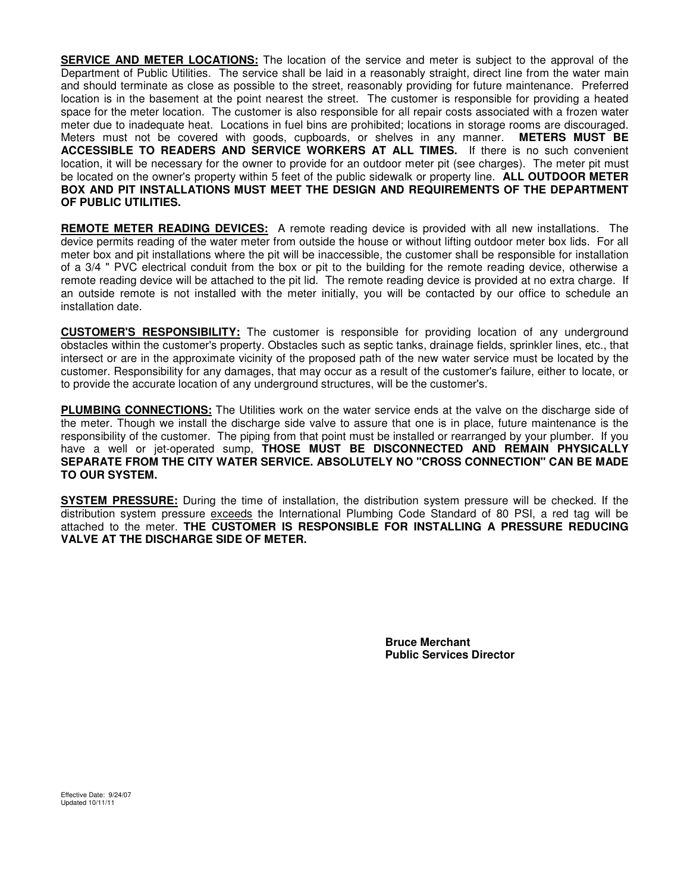**<u>SERVICE AND METER LOCATIONS:</u>** The location of the service and meter is subject to the approval of the Department of Public Utilities. The service shall be laid in a reasonably straight, direct line from the water main and should terminate as close as possible to the street, reasonably providing for future maintenance. Preferred location is in the basement at the point nearest the street. The customer is responsible for providing a heated space for the meter location. The customer is also responsible for all repair costs associated with a frozen water meter due to inadequate heat. Locations in fuel bins are prohibited; locations in storage rooms are discouraged. Meters must not be covered with goods, cupboards, or shelves in any manner. **METERS MUST BE ACCESSIBLE TO READERS AND SERVICE WORKERS AT ALL TIMES.** If there is no such convenient location, it will be necessary for the owner to provide for an outdoor meter pit (see charges). The meter pit must be located on the owner's property within 5 feet of the public sidewalk or property line. **ALL OUTDOOR METER BOX AND PIT INSTALLATIONS MUST MEET THE DESIGN AND REQUIREMENTS OF THE DEPARTMENT OF PUBLIC UTILITIES.**

**<u>REMOTE METER READING DEVICES:</u>** A remote reading device is provided with all new installations. The device permits reading of the water meter from outside the house or without lifting outdoor meter box lids. For all meter box and pit installations where the pit will be inaccessible, the customer shall be responsible for installation of a 3/4 " PVC electrical conduit from the box or pit to the building for the remote reading device, otherwise a remote reading device will be attached to the pit lid. The remote reading device is provided at no extra charge. If an outside remote is not installed with the meter initially, you will be contacted by our office to schedule an installation date.

**<u>CUSTOMER'S RESPONSIBILITY:</u>** The customer is responsible for providing location of any underground obstacles within the customer's property. Obstacles such as septic tanks, drainage fields, sprinkler lines, etc., that intersect or are in the approximate vicinity of the proposed path of the new water service must be located by the customer. Responsibility for any damages, that may occur as a result of the customer's failure, either to locate, or to provide the accurate location of any underground structures, will be the customer's.

**<u>PLUMBING CONNECTIONS:</u>** The Utilities work on the water service ends at the valve on the discharge side of the meter. Though we install the discharge side valve to assure that one is in place, future maintenance is the responsibility of the customer. The piping from that point must be installed or rearranged by your plumber. If you have a well or jet-operated sump, **THOSE MUST BE DISCONNECTED AND REMAIN PHYSICALLY SEPARATE FROM THE CITY WATER SERVICE. ABSOLUTELY NO "CROSS CONNECTION" CAN BE MADE TO OUR SYSTEM.**

**<u>SYSTEM PRESSURE:</u>** During the time of installation, the distribution system pressure will be checked. If the distribution system pressure <u>exceeds</u> the International Plumbing Code Standard of 80 PSI, a red tag will be attached to the meter. **THE CUSTOMER IS RESPONSIBLE FOR INSTALLING A PRESSURE REDUCING VALVE AT THE DISCHARGE SIDE OF METER.**

**Bruce Merchant**
**Public Services Director**

Effective Date: 9/24/07
Updated 10/11/11